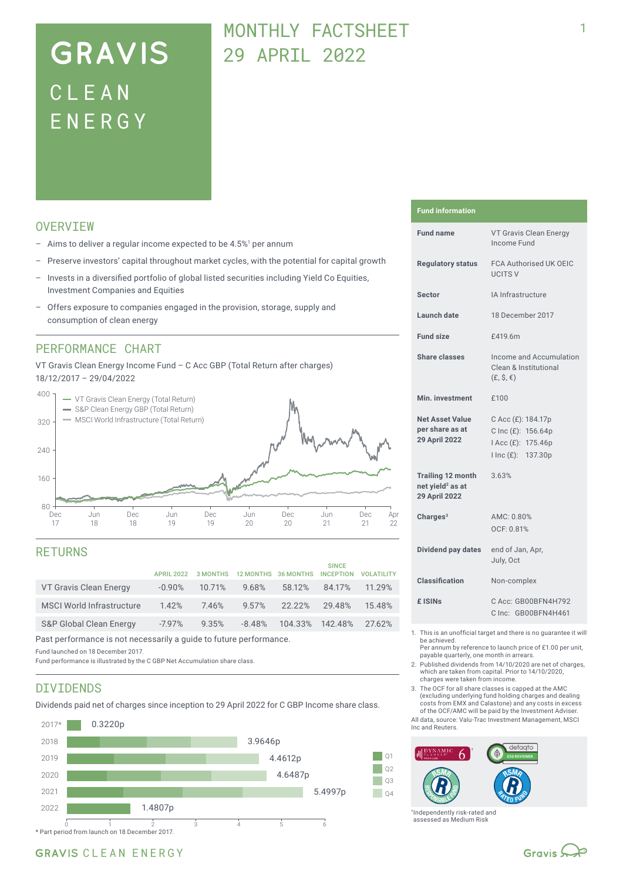# GRAVIS CLEAN ENERGY

## MONTHLY FACTSHEET 29 APRIL 2022

## OVERVIEW

- Aims to deliver a regular income expected to be 4.5%[1] per annum
- Preserve investors' capital throughout market cycles, with the potential for capital growth
- Invests in a diversified portfolio of global listed securities including Yield Co Equities, Investment Companies and Equities
- Offers exposure to companies engaged in the provision, storage, supply and consumption of clean energy

## PERFORMANCE CHART

VT Gravis Clean Energy Income Fund – C Acc GBP (Total Return after charges)
18/12/2017 – 29/04/2022

- VT Gravis Clean Energy (Total Return)
- S&P Clean Energy GBP (Total Return)
- MSCI World Infrastructure (Total Return)

## RETURNS

| | APRIL 2022 | 3 MONTHS | 12 MONTHS | 36 MONTHS | SINCE INCEPTION | VOLATILITY |
|---|---|---|---|---|---|---|
| VT Gravis Clean Energy | -0.90% | 10.71% | 9.68% | 58.12% | 84.17% | 11.29% |
| MSCI World Infrastructure | 1.42% | 7.46% | 9.57% | 22.22% | 29.48% | 15.48% |
| S&P Global Clean Energy | -7.97% | 9.35% | -8.48% | 104.33% | 142.48% | 27.62% |

Past performance is not necessarily a guide to future performance.

Fund launched on 18 December 2017.
Fund performance is illustrated by the C GBP Net Accumulation share class.

## DIVIDENDS

Dividends paid net of charges since inception to 29 April 2022 for C GBP Income share class.

| Year | Dividend |
|---|---|
| 2017* | 0.3220p |
| 2018 | 3.9646p |
| 2019 | 4.4612p |
| 2020 | 4.6487p |
| 2021 | 5.4997p |
| 2022 | 1.4807p |

\* Part period from launch on 18 December 2017.

## Fund information

| | |
|---|---|
| Fund name | VT Gravis Clean Energy Income Fund |
| Regulatory status | FCA Authorised UK OEIC UCITS V |
| Sector | IA Infrastructure |
| Launch date | 18 December 2017 |
| Fund size | £419.6m |
| Share classes | Income and Accumulation Clean & Institutional (£, $, €) |
| Min. investment | £100 |
| Net Asset Value per share as at 29 April 2022 | C Acc (£): 184.17p<br>C Inc (£): 156.64p<br>I Acc (£): 175.46p<br>I Inc (£): 137.30p |
| Trailing 12 month net yield[2] as at 29 April 2022 | 3.63% |
| Charges[3] | AMC: 0.80%<br>OCF: 0.81% |
| Dividend pay dates | end of Jan, Apr, July, Oct |
| Classification | Non-complex |
| £ ISINs | C Acc: GB00BFN4H792<br>C Inc: GB00BFN4H461 |

1. This is an unofficial target and there is no guarantee it will be achieved. Per annum by reference to launch price of £1.00 per unit, payable quarterly, one month in arrears.
2. Published dividends from 14/10/2020 are net of charges, which are taken from capital. Prior to 14/10/2020, charges were taken from income.
3. The OCF for all share classes is capped at the AMC (excluding underlying fund holding charges and dealing costs from EMX and Calastone) and any costs in excess of the OCF/AMC will be paid by the Investment Adviser.

All data, source: Valu-Trac Investment Management, MSCI Inc and Reuters.

†Independently risk-rated and assessed as Medium Risk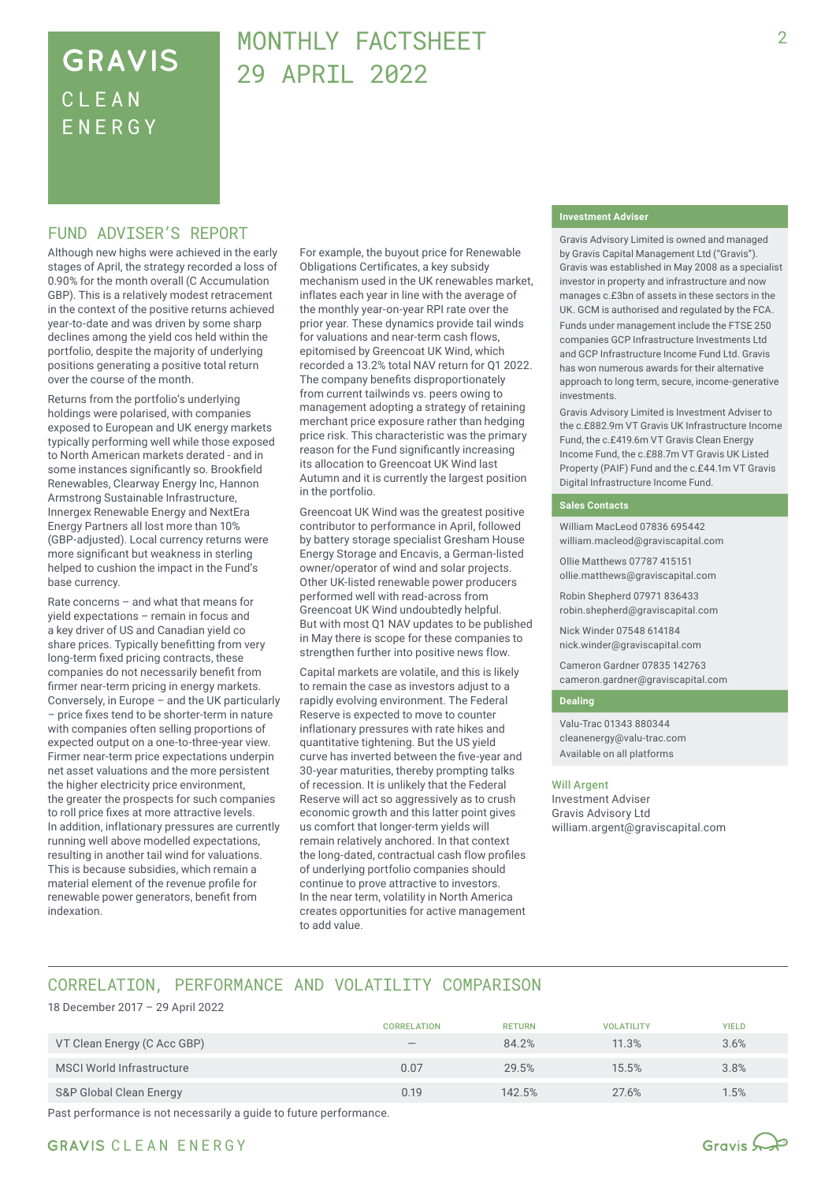# GRAVIS CLEAN ENERGY

# MONTHLY FACTSHEET 29 APRIL 2022

## FUND ADVISER'S REPORT

Although new highs were achieved in the early stages of April, the strategy recorded a loss of 0.90% for the month overall (C Accumulation GBP). This is a relatively modest retracement in the context of the positive returns achieved year-to-date and was driven by some sharp declines among the yield cos held within the portfolio, despite the majority of underlying positions generating a positive total return over the course of the month.

Returns from the portfolio's underlying holdings were polarised, with companies exposed to European and UK energy markets typically performing well while those exposed to North American markets derated - and in some instances significantly so. Brookfield Renewables, Clearway Energy Inc, Hannon Armstrong Sustainable Infrastructure, Innergex Renewable Energy and NextEra Energy Partners all lost more than 10% (GBP-adjusted). Local currency returns were more significant but weakness in sterling helped to cushion the impact in the Fund's base currency.

Rate concerns – and what that means for yield expectations – remain in focus and a key driver of US and Canadian yield co share prices. Typically benefitting from very long-term fixed pricing contracts, these companies do not necessarily benefit from firmer near-term pricing in energy markets. Conversely, in Europe – and the UK particularly – price fixes tend to be shorter-term in nature with companies often selling proportions of expected output on a one-to-three-year view. Firmer near-term price expectations underpin net asset valuations and the more persistent the higher electricity price environment, the greater the prospects for such companies to roll price fixes at more attractive levels. In addition, inflationary pressures are currently running well above modelled expectations, resulting in another tail wind for valuations. This is because subsidies, which remain a material element of the revenue profile for renewable power generators, benefit from indexation.

For example, the buyout price for Renewable Obligations Certificates, a key subsidy mechanism used in the UK renewables market, inflates each year in line with the average of the monthly year-on-year RPI rate over the prior year. These dynamics provide tail winds for valuations and near-term cash flows, epitomised by Greencoat UK Wind, which recorded a 13.2% total NAV return for Q1 2022. The company benefits disproportionately from current tailwinds vs. peers owing to management adopting a strategy of retaining merchant price exposure rather than hedging price risk. This characteristic was the primary reason for the Fund significantly increasing its allocation to Greencoat UK Wind last Autumn and it is currently the largest position in the portfolio.

Greencoat UK Wind was the greatest positive contributor to performance in April, followed by battery storage specialist Gresham House Energy Storage and Encavis, a German-listed owner/operator of wind and solar projects. Other UK-listed renewable power producers performed well with read-across from Greencoat UK Wind undoubtedly helpful. But with most Q1 NAV updates to be published in May there is scope for these companies to strengthen further into positive news flow.

Capital markets are volatile, and this is likely to remain the case as investors adjust to a rapidly evolving environment. The Federal Reserve is expected to move to counter inflationary pressures with rate hikes and quantitative tightening. But the US yield curve has inverted between the five-year and 30-year maturities, thereby prompting talks of recession. It is unlikely that the Federal Reserve will act so aggressively as to crush economic growth and this latter point gives us comfort that longer-term yields will remain relatively anchored. In that context the long-dated, contractual cash flow profiles of underlying portfolio companies should continue to prove attractive to investors. In the near term, volatility in North America creates opportunities for active management to add value.

### Investment Adviser

Gravis Advisory Limited is owned and managed by Gravis Capital Management Ltd ("Gravis"). Gravis was established in May 2008 as a specialist investor in property and infrastructure and now manages c.£3bn of assets in these sectors in the UK. GCM is authorised and regulated by the FCA.

Funds under management include the FTSE 250 companies GCP Infrastructure Investments Ltd and GCP Infrastructure Income Fund Ltd. Gravis has won numerous awards for their alternative approach to long term, secure, income-generative investments.

Gravis Advisory Limited is Investment Adviser to the c.£882.9m VT Gravis UK Infrastructure Income Fund, the c.£419.6m VT Gravis Clean Energy Income Fund, the c.£88.7m VT Gravis UK Listed Property (PAIF) Fund and the c.£44.1m VT Gravis Digital Infrastructure Income Fund.

### Sales Contacts

William MacLeod 07836 695442
william.macleod@graviscapital.com

Ollie Matthews 07787 415151
ollie.matthews@graviscapital.com

Robin Shepherd 07971 836433
robin.shepherd@graviscapital.com

Nick Winder 07548 614184
nick.winder@graviscapital.com

Cameron Gardner 07835 142763
cameron.gardner@graviscapital.com

### Dealing

Valu-Trac 01343 880344
cleanenergy@valu-trac.com
Available on all platforms

**Will Argent**
Investment Adviser
Gravis Advisory Ltd
william.argent@graviscapital.com

## CORRELATION, PERFORMANCE AND VOLATILITY COMPARISON

18 December 2017 – 29 April 2022

| | CORRELATION | RETURN | VOLATILITY | YIELD |
|---|---|---|---|---|
| VT Clean Energy (C Acc GBP) | – | 84.2% | 11.3% | 3.6% |
| MSCI World Infrastructure | 0.07 | 29.5% | 15.5% | 3.8% |
| S&P Global Clean Energy | 0.19 | 142.5% | 27.6% | 1.5% |

Past performance is not necessarily a guide to future performance.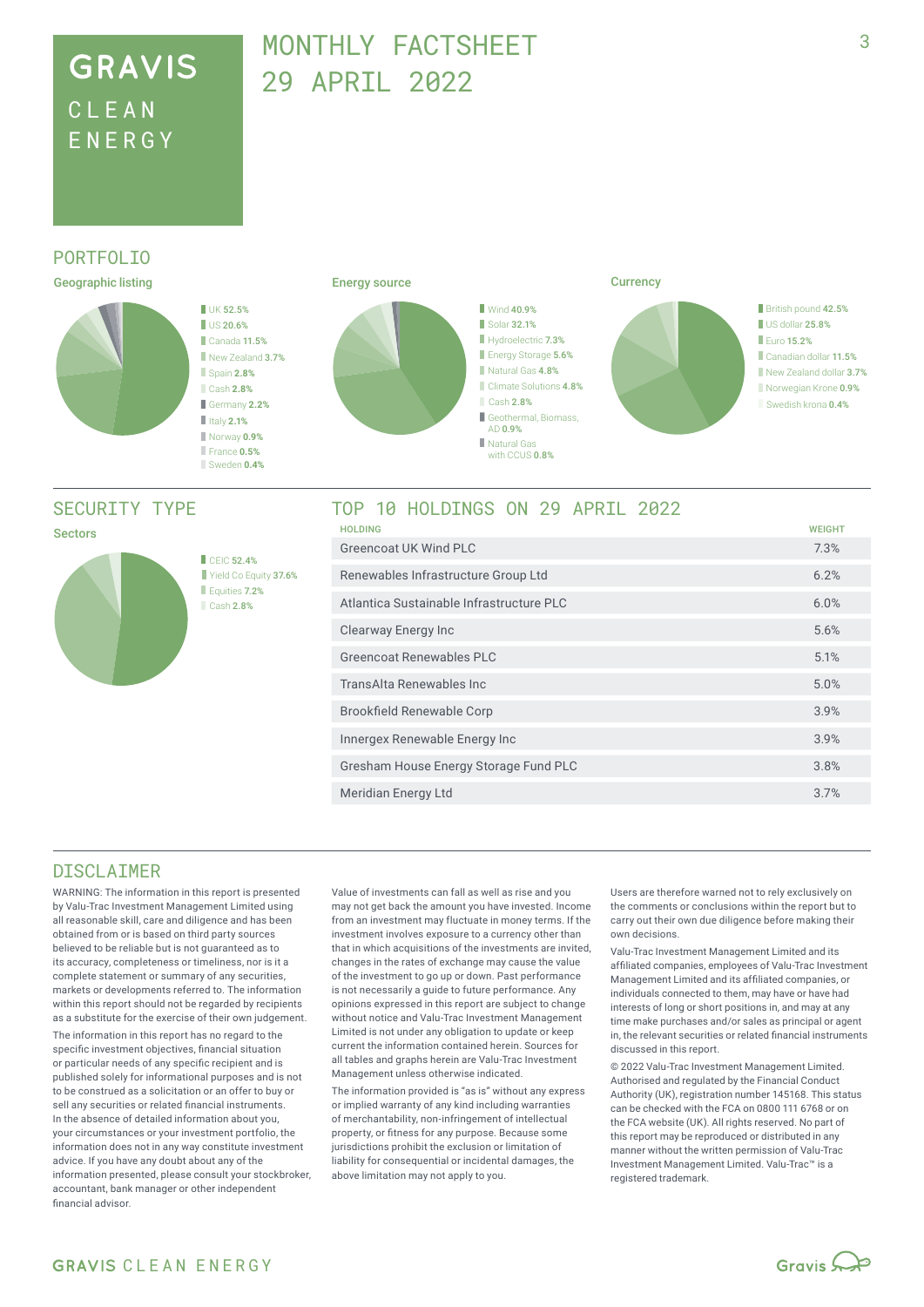# GRAVIS CLEAN ENERGY

# MONTHLY FACTSHEET 29 APRIL 2022

## PORTFOLIO

### Geographic listing

UK 52.5%
US 20.6%
Canada 11.5%
New Zealand 3.7%
Spain 2.8%
Cash 2.8%
Germany 2.2%
Italy 2.1%
Norway 0.9%
France 0.5%
Sweden 0.4%

### Energy source

Wind 40.9%
Solar 32.1%
Hydroelectric 7.3%
Energy Storage 5.6%
Natural Gas 4.8%
Climate Solutions 4.8%
Cash 2.8%
Geothermal, Biomass, AD 0.9%
Natural Gas with CCUS 0.8%

### Currency

British pound 42.5%
US dollar 25.8%
Euro 15.2%
Canadian dollar 11.5%
New Zealand dollar 3.7%
Norwegian Krone 0.9%
Swedish krona 0.4%

## SECURITY TYPE

### Sectors

CEIC 52.4%
Yield Co Equity 37.6%
Equities 7.2%
Cash 2.8%

## TOP 10 HOLDINGS ON 29 APRIL 2022

| HOLDING | WEIGHT |
|---|---|
| Greencoat UK Wind PLC | 7.3% |
| Renewables Infrastructure Group Ltd | 6.2% |
| Atlantica Sustainable Infrastructure PLC | 6.0% |
| Clearway Energy Inc | 5.6% |
| Greencoat Renewables PLC | 5.1% |
| TransAlta Renewables Inc | 5.0% |
| Brookfield Renewable Corp | 3.9% |
| Innergex Renewable Energy Inc | 3.9% |
| Gresham House Energy Storage Fund PLC | 3.8% |
| Meridian Energy Ltd | 3.7% |

## DISCLAIMER

WARNING: The information in this report is presented by Valu-Trac Investment Management Limited using all reasonable skill, care and diligence and has been obtained from or is based on third party sources believed to be reliable but is not guaranteed as to its accuracy, completeness or timeliness, nor is it a complete statement or summary of any securities, markets or developments referred to. The information within this report should not be regarded by recipients as a substitute for the exercise of their own judgement.

The information in this report has no regard to the specific investment objectives, financial situation or particular needs of any specific recipient and is published solely for informational purposes and is not to be construed as a solicitation or an offer to buy or sell any securities or related financial instruments. In the absence of detailed information about you, your circumstances or your investment portfolio, the information does not in any way constitute investment advice. If you have any doubt about any of the information presented, please consult your stockbroker, accountant, bank manager or other independent financial advisor.

Value of investments can fall as well as rise and you may not get back the amount you have invested. Income from an investment may fluctuate in money terms. If the investment involves exposure to a currency other than that in which acquisitions of the investments are invited, changes in the rates of exchange may cause the value of the investment to go up or down. Past performance is not necessarily a guide to future performance. Any opinions expressed in this report are subject to change without notice and Valu-Trac Investment Management Limited is not under any obligation to update or keep current the information contained herein. Sources for all tables and graphs herein are Valu-Trac Investment Management unless otherwise indicated.

The information provided is "as is" without any express or implied warranty of any kind including warranties of merchantability, non-infringement of intellectual property, or fitness for any purpose. Because some jurisdictions prohibit the exclusion or limitation of liability for consequential or incidental damages, the above limitation may not apply to you.

Users are therefore warned not to rely exclusively on the comments or conclusions within the report but to carry out their own due diligence before making their own decisions.

Valu-Trac Investment Management Limited and its affiliated companies, employees of Valu-Trac Investment Management Limited and its affiliated companies, or individuals connected to them, may have or have had interests of long or short positions in, and may at any time make purchases and/or sales as principal or agent in, the relevant securities or related financial instruments discussed in this report.

© 2022 Valu-Trac Investment Management Limited. Authorised and regulated by the Financial Conduct Authority (UK), registration number 145168. This status can be checked with the FCA on 0800 111 6768 or on the FCA website (UK). All rights reserved. No part of this report may be reproduced or distributed in any manner without the written permission of Valu-Trac Investment Management Limited. Valu-Trac™ is a registered trademark.